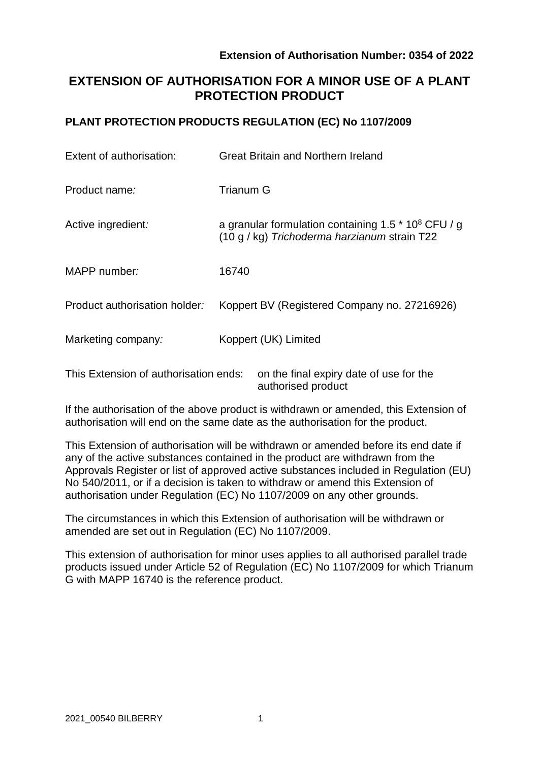**Extension of Authorisation Number: 0354 of 2022**

# EXTENSION OF AUTHORISATION FOR A MINOR USE OF A PLANT PROTECTION PRODUCT

## PLANT PROTECTION PRODUCTS REGULATION (EC) No 1107/2009

| | |
|---|---|
| Extent of authorisation: | Great Britain and Northern Ireland |
| Product name*:* | Trianum G |
| Active ingredient*:* | a granular formulation containing $1.5 * 10^8$ CFU / g (10 g / kg) *Trichoderma harzianum* strain T22 |
| MAPP number*:* | 16740 |
| Product authorisation holder*:* | Koppert BV (Registered Company no. 27216926) |
| Marketing company*:* | Koppert (UK) Limited |

This Extension of authorisation ends: on the final expiry date of use for the authorised product

If the authorisation of the above product is withdrawn or amended, this Extension of authorisation will end on the same date as the authorisation for the product.

This Extension of authorisation will be withdrawn or amended before its end date if any of the active substances contained in the product are withdrawn from the Approvals Register or list of approved active substances included in Regulation (EU) No 540/2011, or if a decision is taken to withdraw or amend this Extension of authorisation under Regulation (EC) No 1107/2009 on any other grounds.

The circumstances in which this Extension of authorisation will be withdrawn or amended are set out in Regulation (EC) No 1107/2009.

This extension of authorisation for minor uses applies to all authorised parallel trade products issued under Article 52 of Regulation (EC) No 1107/2009 for which Trianum G with MAPP 16740 is the reference product.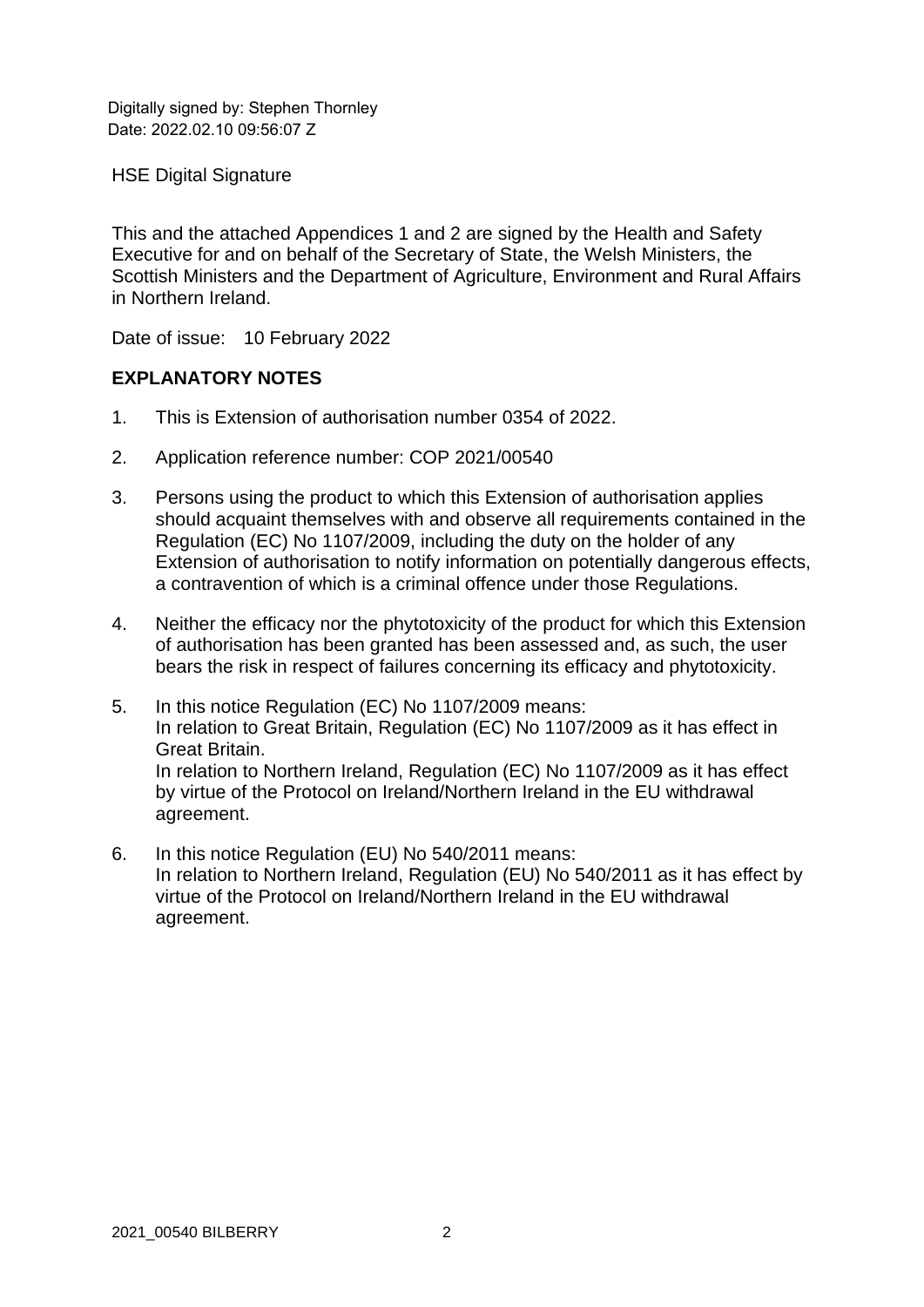Digitally signed by: Stephen Thornley
Date: 2022.02.10 09:56:07 Z

HSE Digital Signature

This and the attached Appendices 1 and 2 are signed by the Health and Safety Executive for and on behalf of the Secretary of State, the Welsh Ministers, the Scottish Ministers and the Department of Agriculture, Environment and Rural Affairs in Northern Ireland.

Date of issue: 10 February 2022

## EXPLANATORY NOTES

1. This is Extension of authorisation number 0354 of 2022.

2. Application reference number: COP 2021/00540

3. Persons using the product to which this Extension of authorisation applies should acquaint themselves with and observe all requirements contained in the Regulation (EC) No 1107/2009, including the duty on the holder of any Extension of authorisation to notify information on potentially dangerous effects, a contravention of which is a criminal offence under those Regulations.

4. Neither the efficacy nor the phytotoxicity of the product for which this Extension of authorisation has been granted has been assessed and, as such, the user bears the risk in respect of failures concerning its efficacy and phytotoxicity.

5. In this notice Regulation (EC) No 1107/2009 means:
   In relation to Great Britain, Regulation (EC) No 1107/2009 as it has effect in Great Britain.
   In relation to Northern Ireland, Regulation (EC) No 1107/2009 as it has effect by virtue of the Protocol on Ireland/Northern Ireland in the EU withdrawal agreement.

6. In this notice Regulation (EU) No 540/2011 means:
   In relation to Northern Ireland, Regulation (EU) No 540/2011 as it has effect by virtue of the Protocol on Ireland/Northern Ireland in the EU withdrawal agreement.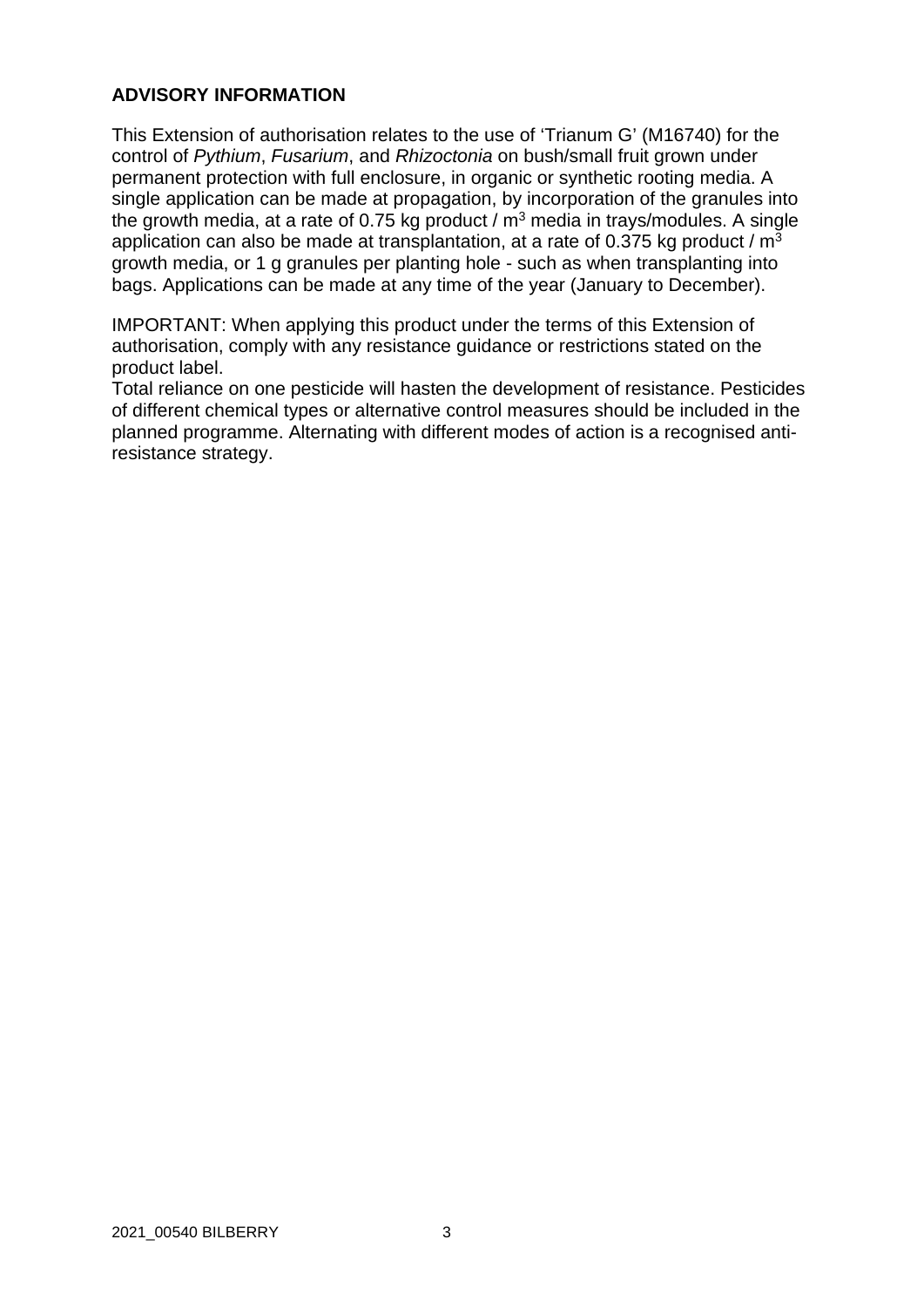**ADVISORY INFORMATION**

This Extension of authorisation relates to the use of 'Trianum G' (M16740) for the control of *Pythium*, *Fusarium*, and *Rhizoctonia* on bush/small fruit grown under permanent protection with full enclosure, in organic or synthetic rooting media. A single application can be made at propagation, by incorporation of the granules into the growth media, at a rate of 0.75 kg product / $m^3$ media in trays/modules. A single application can also be made at transplantation, at a rate of 0.375 kg product / $m^3$ growth media, or 1 g granules per planting hole - such as when transplanting into bags. Applications can be made at any time of the year (January to December).

IMPORTANT: When applying this product under the terms of this Extension of authorisation, comply with any resistance guidance or restrictions stated on the product label.
Total reliance on one pesticide will hasten the development of resistance. Pesticides of different chemical types or alternative control measures should be included in the planned programme. Alternating with different modes of action is a recognised anti-resistance strategy.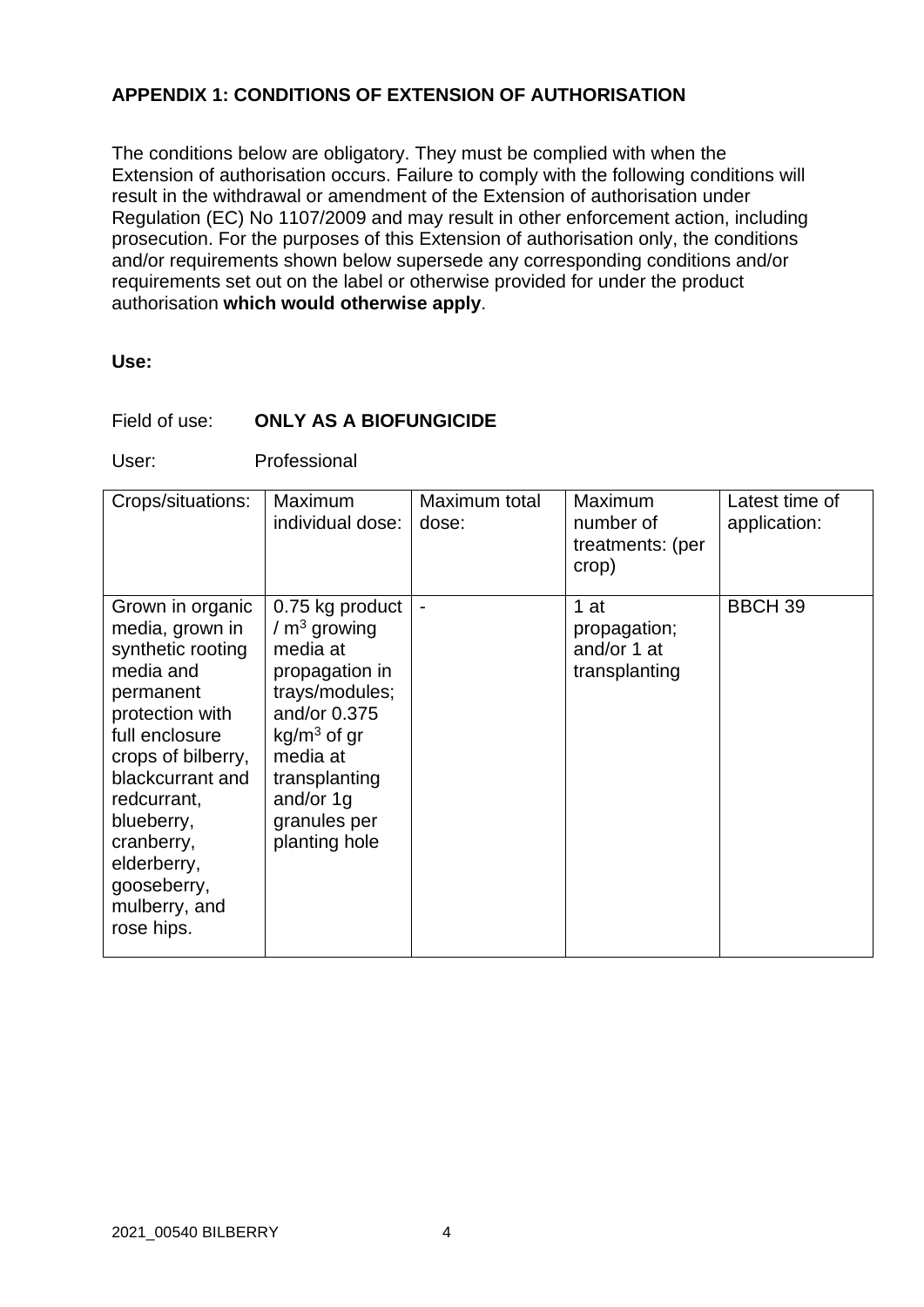**APPENDIX 1: CONDITIONS OF EXTENSION OF AUTHORISATION**

The conditions below are obligatory. They must be complied with when the Extension of authorisation occurs. Failure to comply with the following conditions will result in the withdrawal or amendment of the Extension of authorisation under Regulation (EC) No 1107/2009 and may result in other enforcement action, including prosecution. For the purposes of this Extension of authorisation only, the conditions and/or requirements shown below supersede any corresponding conditions and/or requirements set out on the label or otherwise provided for under the product authorisation **which would otherwise apply**.

**Use:**

Field of use: **ONLY AS A BIOFUNGICIDE**

User: Professional

| Crops/situations: | Maximum individual dose: | Maximum total dose: | Maximum number of treatments: (per crop) | Latest time of application: |
|---|---|---|---|---|
| Grown in organic media, grown in synthetic rooting media and permanent protection with full enclosure crops of bilberry, blackcurrant and redcurrant, blueberry, cranberry, elderberry, gooseberry, mulberry, and rose hips. | 0.75 kg product / $m^3$ growing media at propagation in trays/modules; and/or 0.375 $kg/m^3$ of gr media at transplanting and/or 1g granules per planting hole | - | 1 at propagation; and/or 1 at transplanting | BBCH 39 |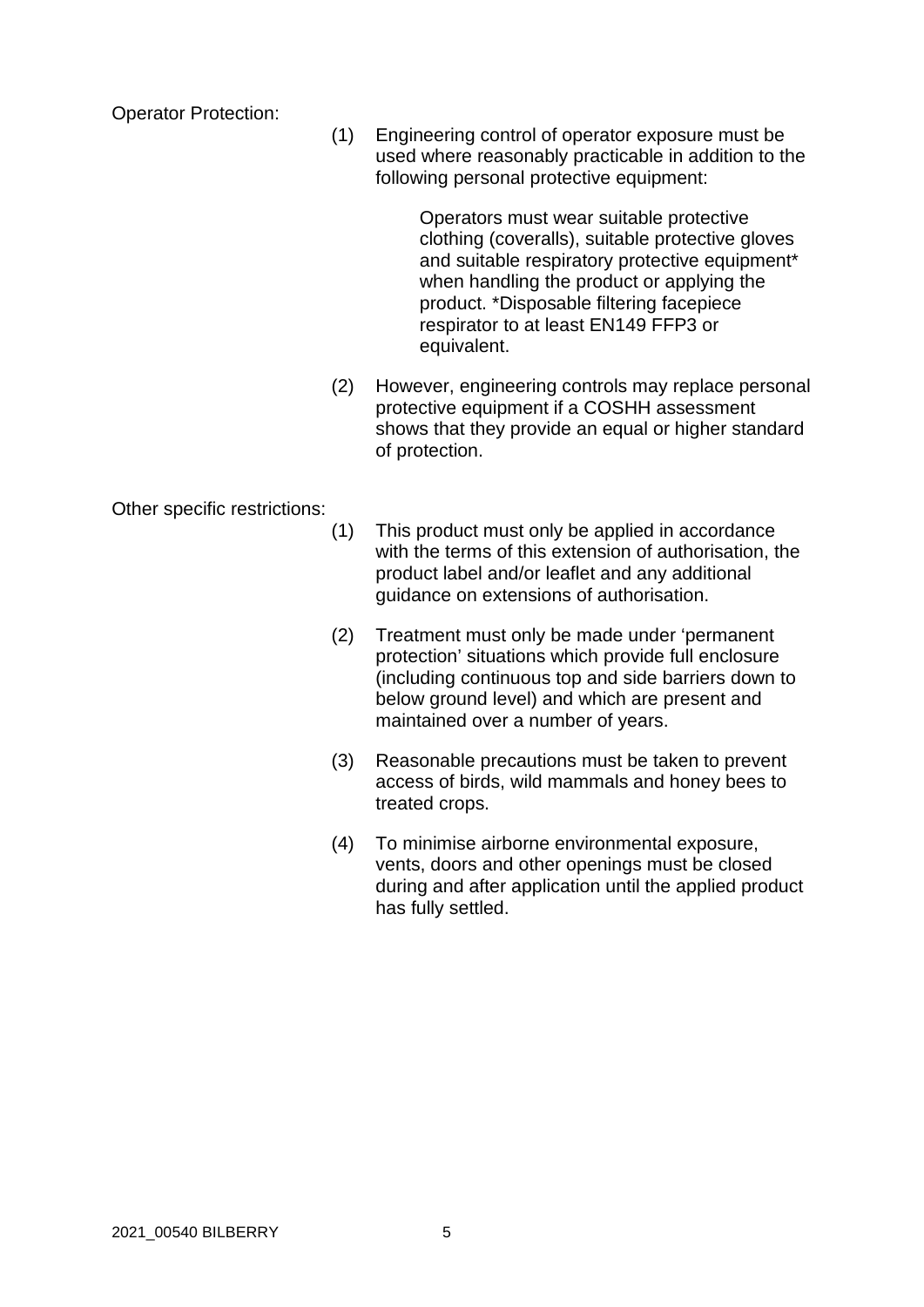Operator Protection:

(1) Engineering control of operator exposure must be used where reasonably practicable in addition to the following personal protective equipment:

> Operators must wear suitable protective clothing (coveralls), suitable protective gloves and suitable respiratory protective equipment* when handling the product or applying the product. *Disposable filtering facepiece respirator to at least EN149 FFP3 or equivalent.

(2) However, engineering controls may replace personal protective equipment if a COSHH assessment shows that they provide an equal or higher standard of protection.

Other specific restrictions:

(1) This product must only be applied in accordance with the terms of this extension of authorisation, the product label and/or leaflet and any additional guidance on extensions of authorisation.

(2) Treatment must only be made under 'permanent protection' situations which provide full enclosure (including continuous top and side barriers down to below ground level) and which are present and maintained over a number of years.

(3) Reasonable precautions must be taken to prevent access of birds, wild mammals and honey bees to treated crops.

(4) To minimise airborne environmental exposure, vents, doors and other openings must be closed during and after application until the applied product has fully settled.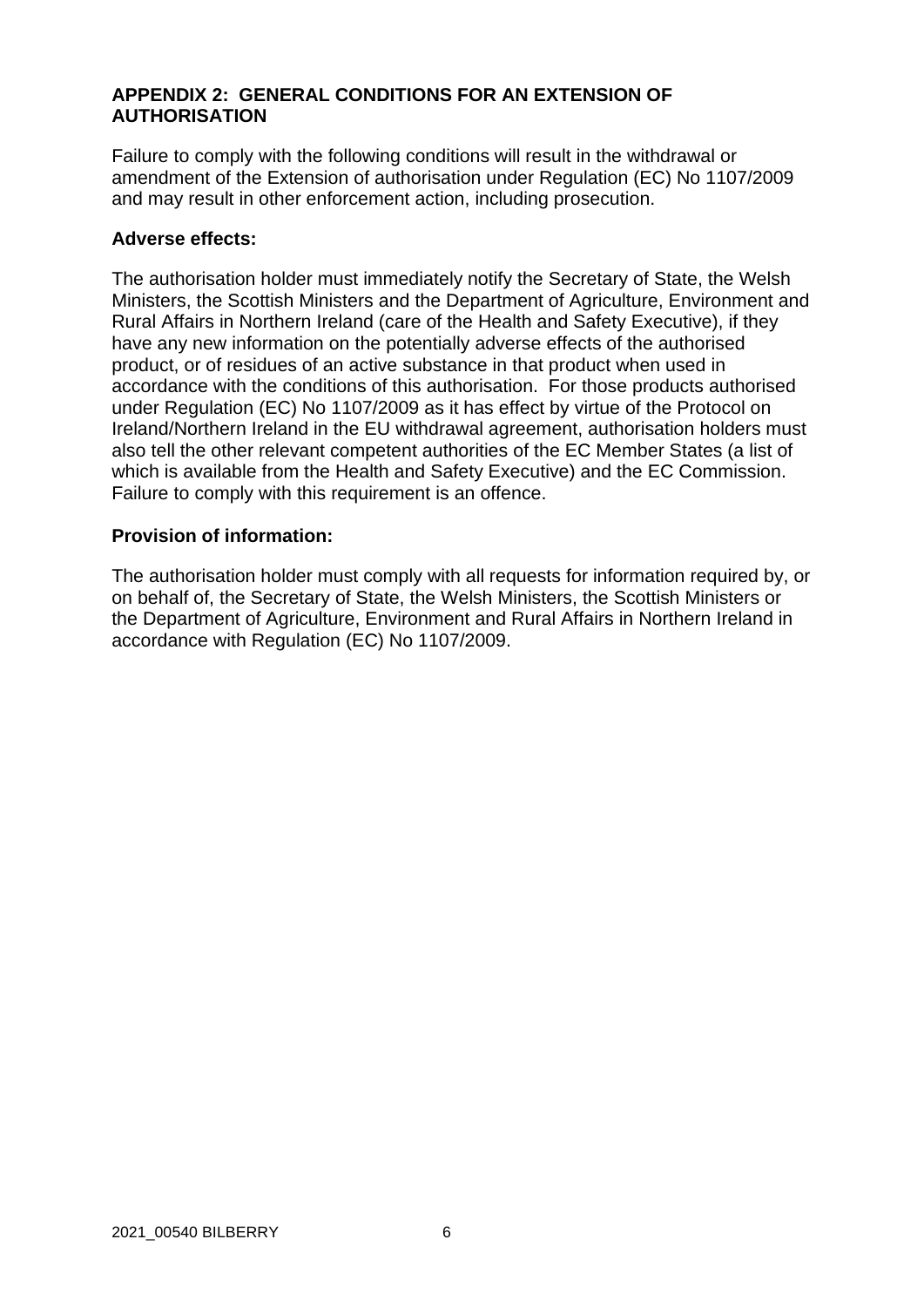## APPENDIX 2: GENERAL CONDITIONS FOR AN EXTENSION OF AUTHORISATION

Failure to comply with the following conditions will result in the withdrawal or amendment of the Extension of authorisation under Regulation (EC) No 1107/2009 and may result in other enforcement action, including prosecution.

**Adverse effects:**

The authorisation holder must immediately notify the Secretary of State, the Welsh Ministers, the Scottish Ministers and the Department of Agriculture, Environment and Rural Affairs in Northern Ireland (care of the Health and Safety Executive), if they have any new information on the potentially adverse effects of the authorised product, or of residues of an active substance in that product when used in accordance with the conditions of this authorisation. For those products authorised under Regulation (EC) No 1107/2009 as it has effect by virtue of the Protocol on Ireland/Northern Ireland in the EU withdrawal agreement, authorisation holders must also tell the other relevant competent authorities of the EC Member States (a list of which is available from the Health and Safety Executive) and the EC Commission. Failure to comply with this requirement is an offence.

**Provision of information:**

The authorisation holder must comply with all requests for information required by, or on behalf of, the Secretary of State, the Welsh Ministers, the Scottish Ministers or the Department of Agriculture, Environment and Rural Affairs in Northern Ireland in accordance with Regulation (EC) No 1107/2009.